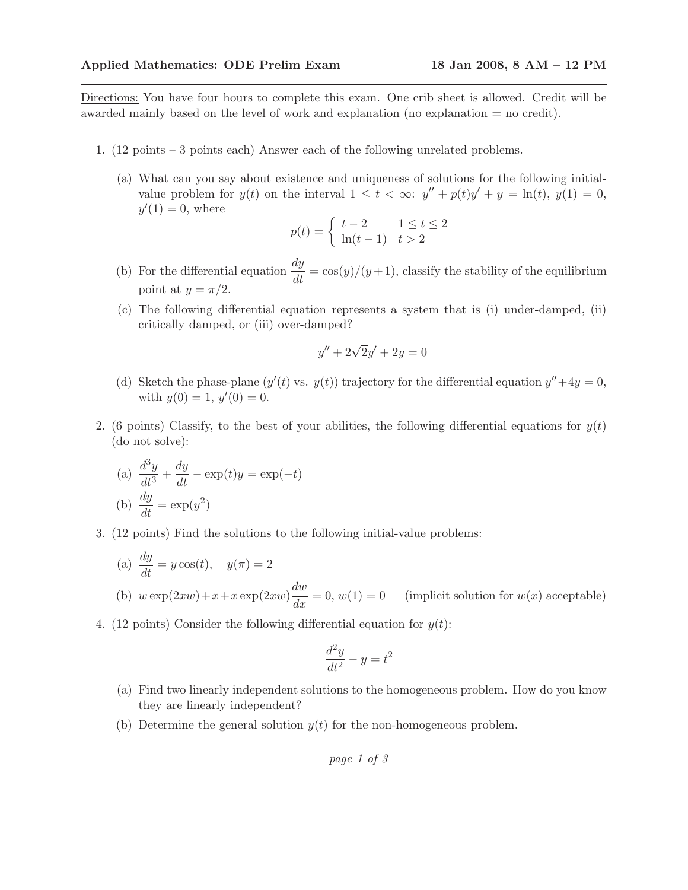**Applied Mathematics: ODE Prelim Exam** **18 Jan 2008, 8 AM – 12 PM**

---

Directions: You have four hours to complete this exam. One crib sheet is allowed. Credit will be awarded mainly based on the level of work and explanation (no explanation = no credit).

1. (12 points – 3 points each) Answer each of the following unrelated problems.

   (a) What can you say about existence and uniqueness of solutions for the following initial-value problem for $y(t)$ on the interval $1 \le t < \infty$: $y'' + p(t)y' + y = \ln(t)$, $y(1) = 0$, $y'(1) = 0$, where

   $$p(t) = \begin{cases} t - 2 & 1 \le t \le 2 \\ \ln(t-1) & t > 2 \end{cases}$$

   (b) For the differential equation $\dfrac{dy}{dt} = \cos(y)/(y+1)$, classify the stability of the equilibrium point at $y = \pi/2$.

   (c) The following differential equation represents a system that is (i) under-damped, (ii) critically damped, or (iii) over-damped?

   $$y'' + 2\sqrt{2}y' + 2y = 0$$

   (d) Sketch the phase-plane ($y'(t)$ vs. $y(t)$) trajectory for the differential equation $y'' + 4y = 0$, with $y(0) = 1$, $y'(0) = 0$.

2. (6 points) Classify, to the best of your abilities, the following differential equations for $y(t)$ (do not solve):

   (a) $\dfrac{d^3y}{dt^3} + \dfrac{dy}{dt} - \exp(t)y = \exp(-t)$

   (b) $\dfrac{dy}{dt} = \exp(y^2)$

3. (12 points) Find the solutions to the following initial-value problems:

   (a) $\dfrac{dy}{dt} = y\cos(t), \quad y(\pi) = 2$

   (b) $w\exp(2xw) + x + x\exp(2xw)\dfrac{dw}{dx} = 0$, $w(1) = 0$ (implicit solution for $w(x)$ acceptable)

4. (12 points) Consider the following differential equation for $y(t)$:

   $$\frac{d^2y}{dt^2} - y = t^2$$

   (a) Find two linearly independent solutions to the homogeneous problem. How do you know they are linearly independent?

   (b) Determine the general solution $y(t)$ for the non-homogeneous problem.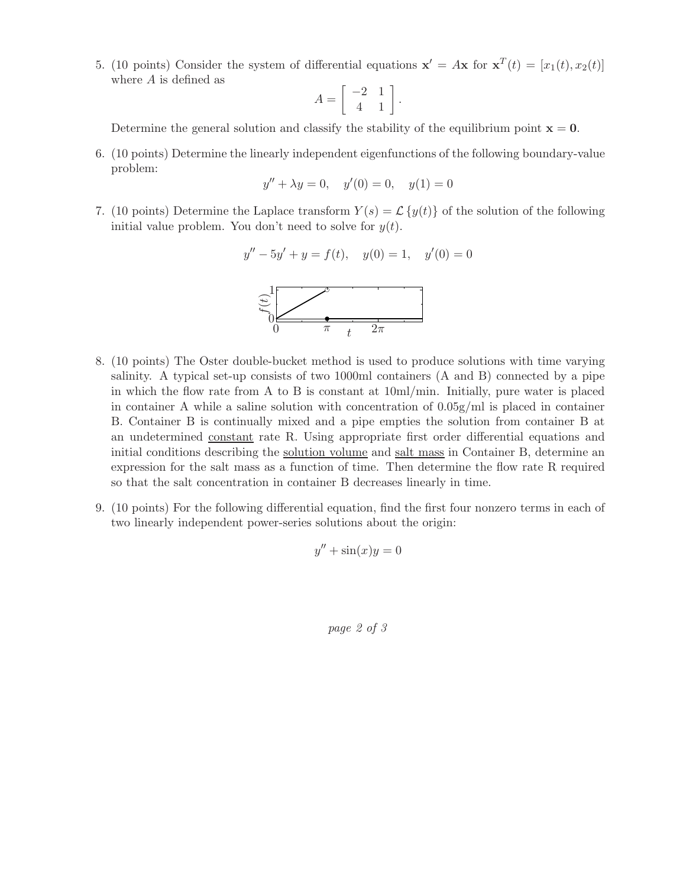5. (10 points) Consider the system of differential equations $\mathbf{x}' = A\mathbf{x}$ for $\mathbf{x}^T(t) = [x_1(t), x_2(t)]$ where $A$ is defined as

$$A = \begin{bmatrix} -2 & 1 \\ 4 & 1 \end{bmatrix}.$$

Determine the general solution and classify the stability of the equilibrium point $\mathbf{x} = \mathbf{0}$.

6. (10 points) Determine the linearly independent eigenfunctions of the following boundary-value problem:

$$y'' + \lambda y = 0, \quad y'(0) = 0, \quad y(1) = 0$$

7. (10 points) Determine the Laplace transform $Y(s) = \mathcal{L}\{y(t)\}$ of the solution of the following initial value problem. You don't need to solve for $y(t)$.

$$y'' - 5y' + y = f(t), \quad y(0) = 1, \quad y'(0) = 0$$

8. (10 points) The Oster double-bucket method is used to produce solutions with time varying salinity. A typical set-up consists of two 1000ml containers (A and B) connected by a pipe in which the flow rate from A to B is constant at 10ml/min. Initially, pure water is placed in container A while a saline solution with concentration of 0.05g/ml is placed in container B. Container B is continually mixed and a pipe empties the solution from container B at an undetermined constant rate R. Using appropriate first order differential equations and initial conditions describing the solution volume and salt mass in Container B, determine an expression for the salt mass as a function of time. Then determine the flow rate R required so that the salt concentration in container B decreases linearly in time.

9. (10 points) For the following differential equation, find the first four nonzero terms in each of two linearly independent power-series solutions about the origin:

$$y'' + \sin(x)y = 0$$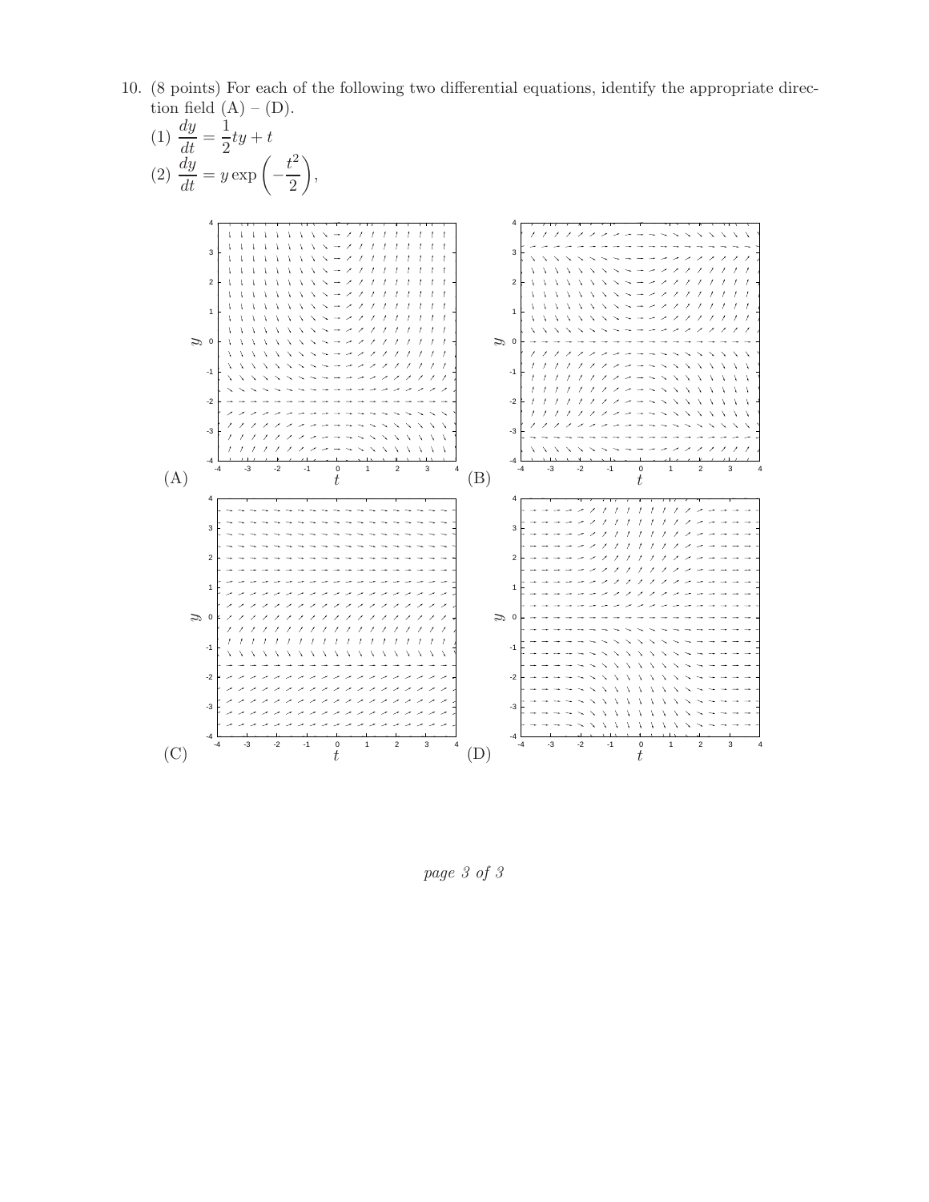10. (8 points) For each of the following two differential equations, identify the appropriate direction field (A) – (D).

(1) $\dfrac{dy}{dt} = \dfrac{1}{2}ty + t$

(2) $\dfrac{dy}{dt} = y \exp\left(-\dfrac{t^2}{2}\right)$,

(A)

4
3
2
1
0
-1
-2
-3
-4

$y$

-4 -3 -2 -1 0 1 2 3 4

$t$

(B)

4
3
2
1
0
-1
-2
-3
-4

$y$

-4 -3 -2 -1 0 1 2 3 4

$t$

(C)

4
3
2
1
0
-1
-2
-3
-4

$y$

-4 -3 -2 -1 0 1 2 3 4

$t$

(D)

4
3
2
1
0
-1
-2
-3
-4

$y$

-4 -3 -2 -1 0 1 2 3 4

$t$